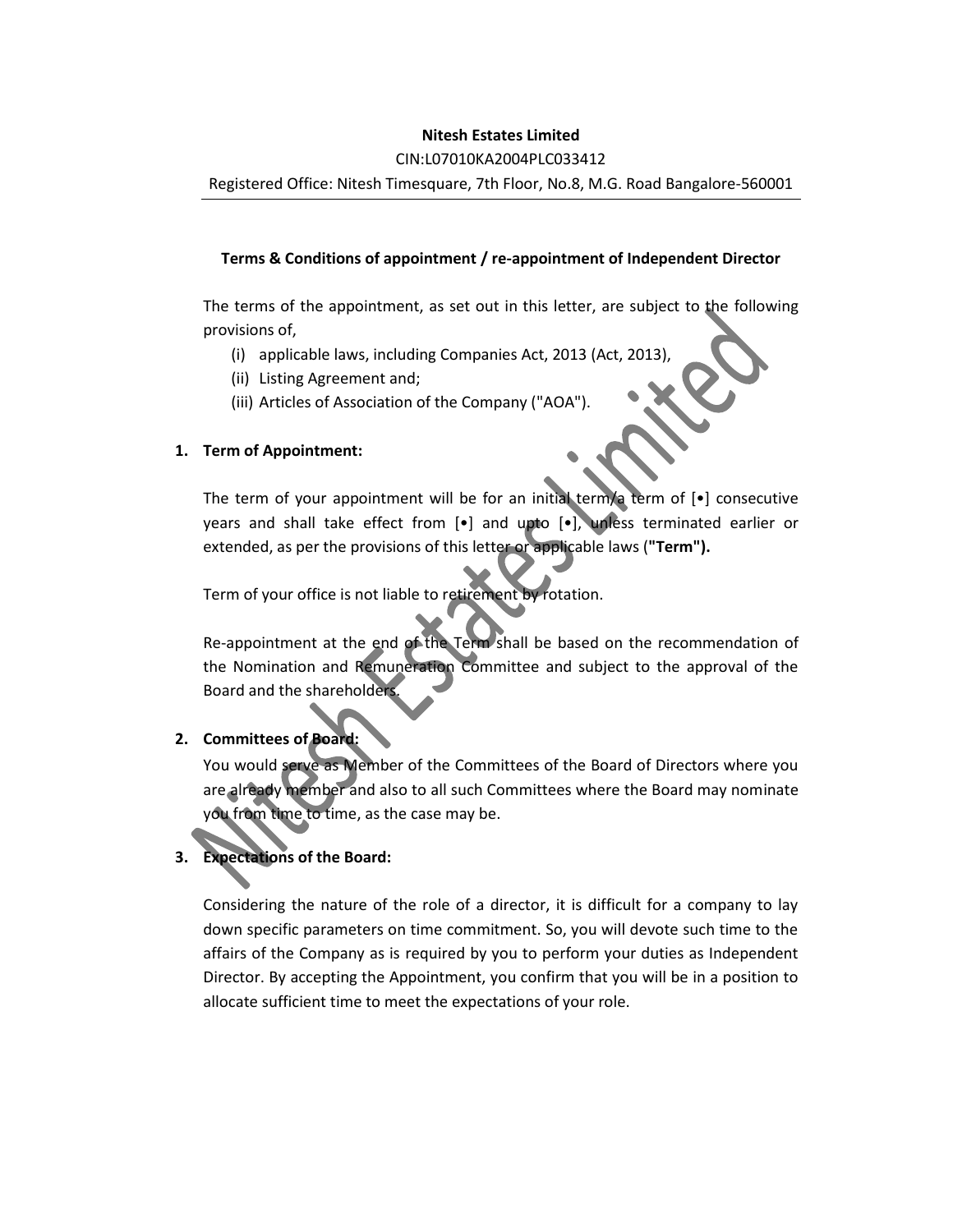**Nitesh Estates Limited**

CIN:L07010KA2004PLC033412

Registered Office: Nitesh Timesquare, 7th Floor, No.8, M.G. Road Bangalore-560001

**Terms & Conditions of appointment / re-appointment of Independent Director**

The terms of the appointment, as set out in this letter, are subject to the following provisions of,

- (i) applicable laws, including Companies Act, 2013 (Act, 2013),
- (ii) Listing Agreement and;
- (iii) Articles of Association of the Company ("AOA").

**1. Term of Appointment:**

The term of your appointment will be for an initial term/a term of [•] consecutive years and shall take effect from [•] and upto [•], unless terminated earlier or extended, as per the provisions of this letter or applicable laws (**"Term").**

Term of your office is not liable to retirement by rotation.

Re-appointment at the end of the Term shall be based on the recommendation of the Nomination and Remuneration Committee and subject to the approval of the Board and the shareholders.

**2. Committees of Board:**

You would serve as Member of the Committees of the Board of Directors where you are already member and also to all such Committees where the Board may nominate you from time to time, as the case may be.

**3. Expectations of the Board:**

Considering the nature of the role of a director, it is difficult for a company to lay down specific parameters on time commitment. So, you will devote such time to the affairs of the Company as is required by you to perform your duties as Independent Director. By accepting the Appointment, you confirm that you will be in a position to allocate sufficient time to meet the expectations of your role.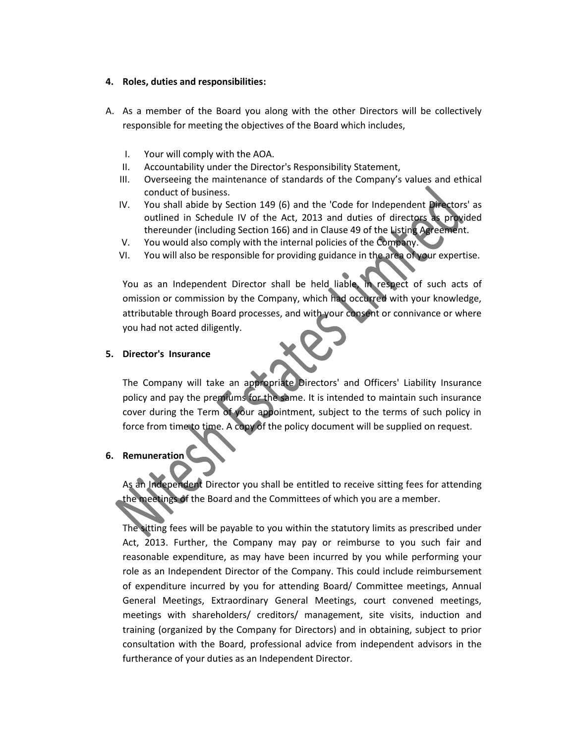**4. Roles, duties and responsibilities:**

A. As a member of the Board you along with the other Directors will be collectively responsible for meeting the objectives of the Board which includes,

   I. Your will comply with the AOA.
   II. Accountability under the Director's Responsibility Statement,
   III. Overseeing the maintenance of standards of the Company's values and ethical conduct of business.
   IV. You shall abide by Section 149 (6) and the 'Code for Independent Directors' as outlined in Schedule IV of the Act, 2013 and duties of directors as provided thereunder (including Section 166) and in Clause 49 of the Listing Agreement.
   V. You would also comply with the internal policies of the Company.
   VI. You will also be responsible for providing guidance in the area of your expertise.

   You as an Independent Director shall be held liable, in respect of such acts of omission or commission by the Company, which had occurred with your knowledge, attributable through Board processes, and with your consent or connivance or where you had not acted diligently.

**5. Director's Insurance**

The Company will take an appropriate Directors' and Officers' Liability Insurance policy and pay the premiums for the same. It is intended to maintain such insurance cover during the Term of your appointment, subject to the terms of such policy in force from time to time. A copy of the policy document will be supplied on request.

**6. Remuneration**

As an Independent Director you shall be entitled to receive sitting fees for attending the meetings of the Board and the Committees of which you are a member.

The sitting fees will be payable to you within the statutory limits as prescribed under Act, 2013. Further, the Company may pay or reimburse to you such fair and reasonable expenditure, as may have been incurred by you while performing your role as an Independent Director of the Company. This could include reimbursement of expenditure incurred by you for attending Board/ Committee meetings, Annual General Meetings, Extraordinary General Meetings, court convened meetings, meetings with shareholders/ creditors/ management, site visits, induction and training (organized by the Company for Directors) and in obtaining, subject to prior consultation with the Board, professional advice from independent advisors in the furtherance of your duties as an Independent Director.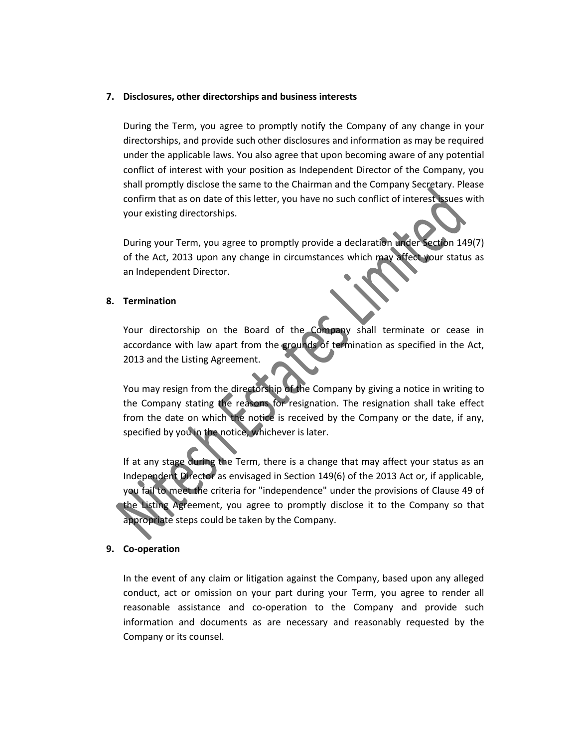## 7. Disclosures, other directorships and business interests

During the Term, you agree to promptly notify the Company of any change in your directorships, and provide such other disclosures and information as may be required under the applicable laws. You also agree that upon becoming aware of any potential conflict of interest with your position as Independent Director of the Company, you shall promptly disclose the same to the Chairman and the Company Secretary. Please confirm that as on date of this letter, you have no such conflict of interest issues with your existing directorships.

During your Term, you agree to promptly provide a declaration under Section 149(7) of the Act, 2013 upon any change in circumstances which may affect your status as an Independent Director.

## 8. Termination

Your directorship on the Board of the Company shall terminate or cease in accordance with law apart from the grounds of termination as specified in the Act, 2013 and the Listing Agreement.

You may resign from the directorship of the Company by giving a notice in writing to the Company stating the reasons for resignation. The resignation shall take effect from the date on which the notice is received by the Company or the date, if any, specified by you in the notice, whichever is later.

If at any stage during the Term, there is a change that may affect your status as an Independent Director as envisaged in Section 149(6) of the 2013 Act or, if applicable, you fail to meet the criteria for "independence" under the provisions of Clause 49 of the Listing Agreement, you agree to promptly disclose it to the Company so that appropriate steps could be taken by the Company.

## 9. Co-operation

In the event of any claim or litigation against the Company, based upon any alleged conduct, act or omission on your part during your Term, you agree to render all reasonable assistance and co-operation to the Company and provide such information and documents as are necessary and reasonably requested by the Company or its counsel.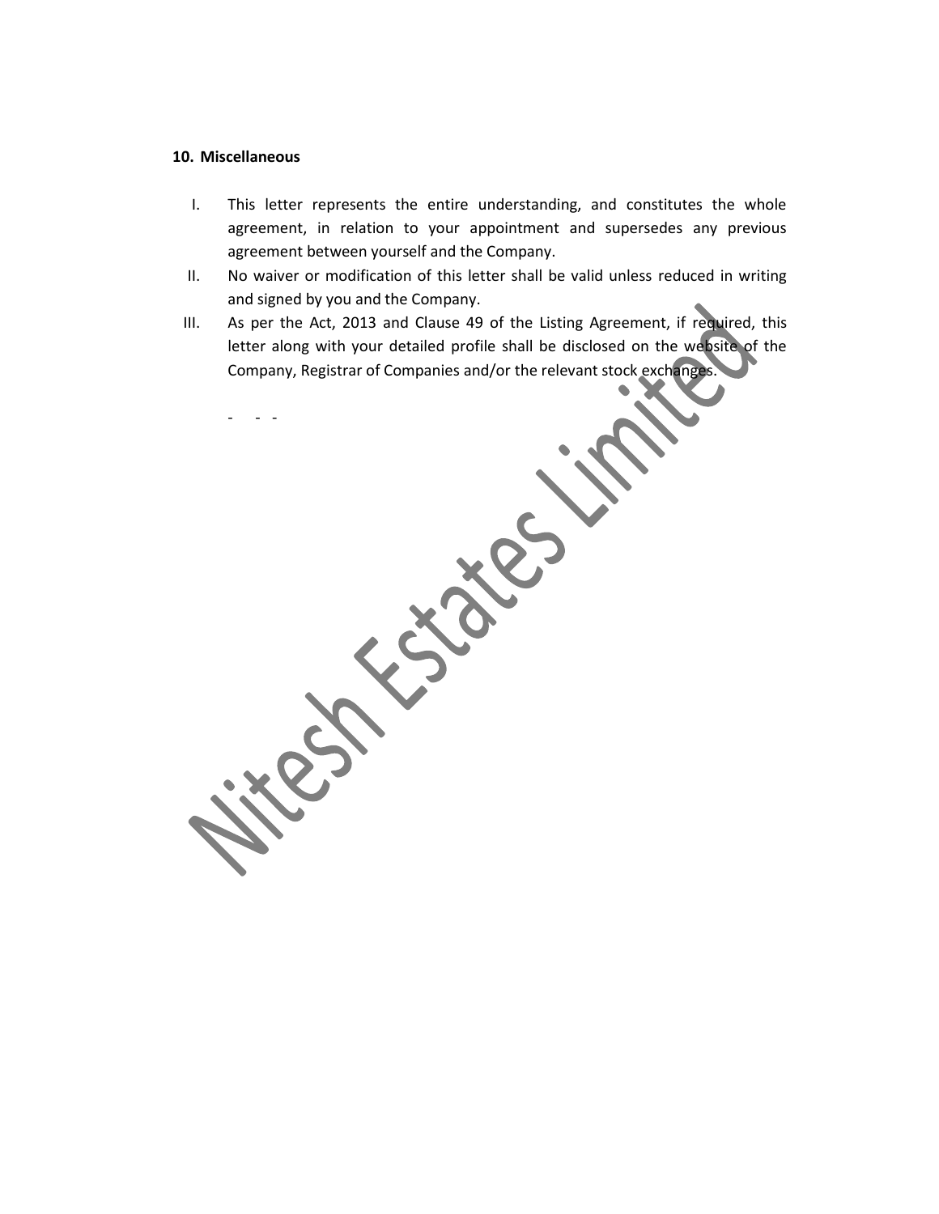## 10. Miscellaneous

I. This letter represents the entire understanding, and constitutes the whole agreement, in relation to your appointment and supersedes any previous agreement between yourself and the Company.

II. No waiver or modification of this letter shall be valid unless reduced in writing and signed by you and the Company.

III. As per the Act, 2013 and Clause 49 of the Listing Agreement, if required, this letter along with your detailed profile shall be disclosed on the website of the Company, Registrar of Companies and/or the relevant stock exchanges.

\- - -